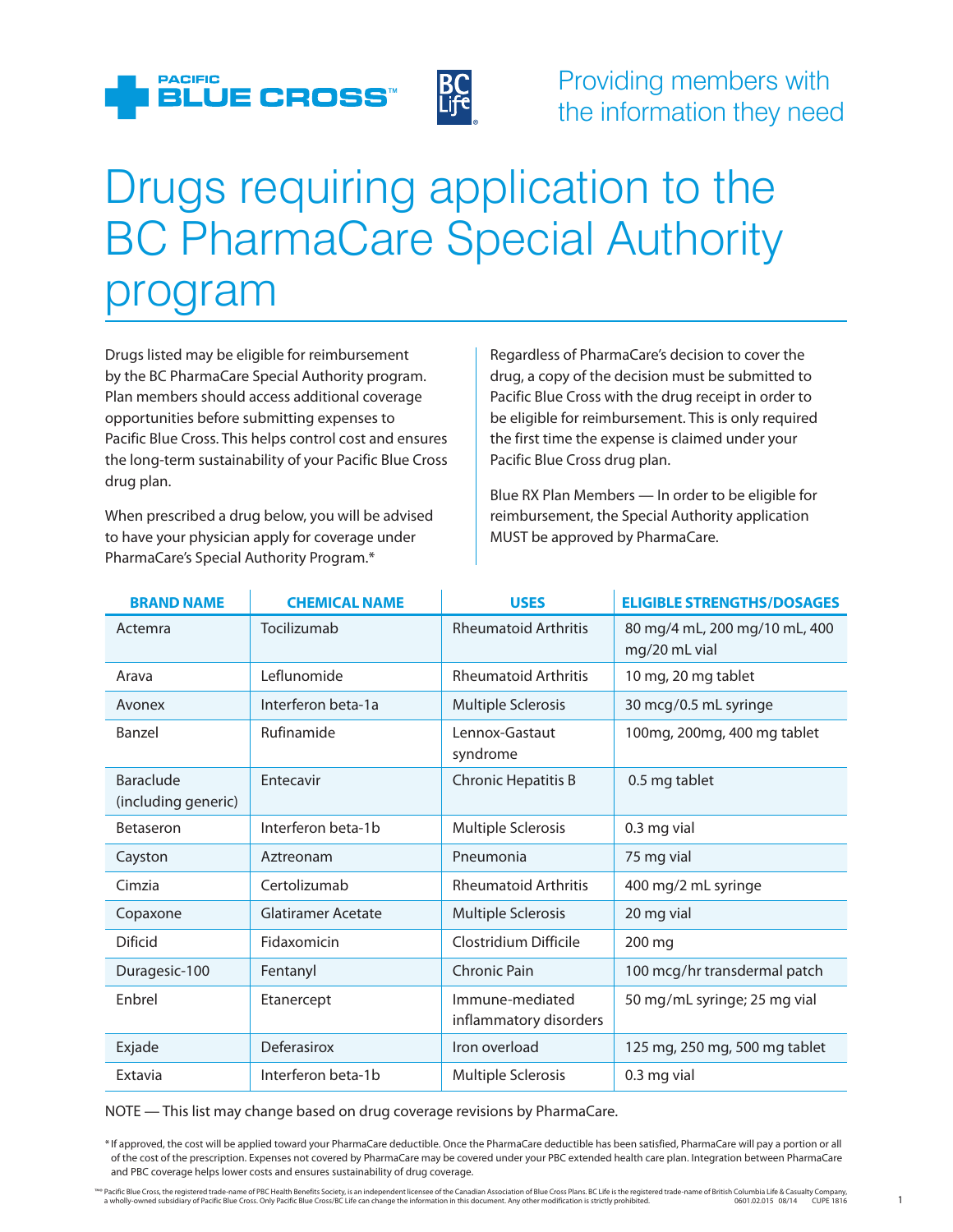Providing members with the information they need

# Drugs requiring application to the BC PharmaCare Special Authority program

Drugs listed may be eligible for reimbursement by the BC PharmaCare Special Authority program. Plan members should access additional coverage opportunities before submitting expenses to Pacific Blue Cross. This helps control cost and ensures the long-term sustainability of your Pacific Blue Cross drug plan.

When prescribed a drug below, you will be advised to have your physician apply for coverage under PharmaCare's Special Authority Program.*

Regardless of PharmaCare's decision to cover the drug, a copy of the decision must be submitted to Pacific Blue Cross with the drug receipt in order to be eligible for reimbursement. This is only required the first time the expense is claimed under your Pacific Blue Cross drug plan.

Blue RX Plan Members — In order to be eligible for reimbursement, the Special Authority application MUST be approved by PharmaCare.

| BRAND NAME | CHEMICAL NAME | USES | ELIGIBLE STRENGTHS/DOSAGES |
|---|---|---|---|
| Actemra | Tocilizumab | Rheumatoid Arthritis | 80 mg/4 mL, 200 mg/10 mL, 400 mg/20 mL vial |
| Arava | Leflunomide | Rheumatoid Arthritis | 10 mg, 20 mg tablet |
| Avonex | Interferon beta-1a | Multiple Sclerosis | 30 mcg/0.5 mL syringe |
| Banzel | Rufinamide | Lennox-Gastaut syndrome | 100mg, 200mg, 400 mg tablet |
| Baraclude (including generic) | Entecavir | Chronic Hepatitis B | 0.5 mg tablet |
| Betaseron | Interferon beta-1b | Multiple Sclerosis | 0.3 mg vial |
| Cayston | Aztreonam | Pneumonia | 75 mg vial |
| Cimzia | Certolizumab | Rheumatoid Arthritis | 400 mg/2 mL syringe |
| Copaxone | Glatiramer Acetate | Multiple Sclerosis | 20 mg vial |
| Dificid | Fidaxomicin | Clostridium Difficile | 200 mg |
| Duragesic-100 | Fentanyl | Chronic Pain | 100 mcg/hr transdermal patch |
| Enbrel | Etanercept | Immune-mediated inflammatory disorders | 50 mg/mL syringe; 25 mg vial |
| Exjade | Deferasirox | Iron overload | 125 mg, 250 mg, 500 mg tablet |
| Extavia | Interferon beta-1b | Multiple Sclerosis | 0.3 mg vial |

NOTE — This list may change based on drug coverage revisions by PharmaCare.

\* If approved, the cost will be applied toward your PharmaCare deductible. Once the PharmaCare deductible has been satisfied, PharmaCare will pay a portion or all of the cost of the prescription. Expenses not covered by PharmaCare may be covered under your PBC extended health care plan. Integration between PharmaCare and PBC coverage helps lower costs and ensures sustainability of drug coverage.

™® Pacific Blue Cross, the registered trade-name of PBC Health Benefits Society, is an independent licensee of the Canadian Association of Blue Cross Plans. BC Life is the registered trade-name of British Columbia Life & Casualty Company, a wholly-owned subsidiary of Pacific Blue Cross. Only Pacific Blue Cross/BC Life can change the information in this document. Any other modification is strictly prohibited. 0601.02.015 08/14 CUPE 1816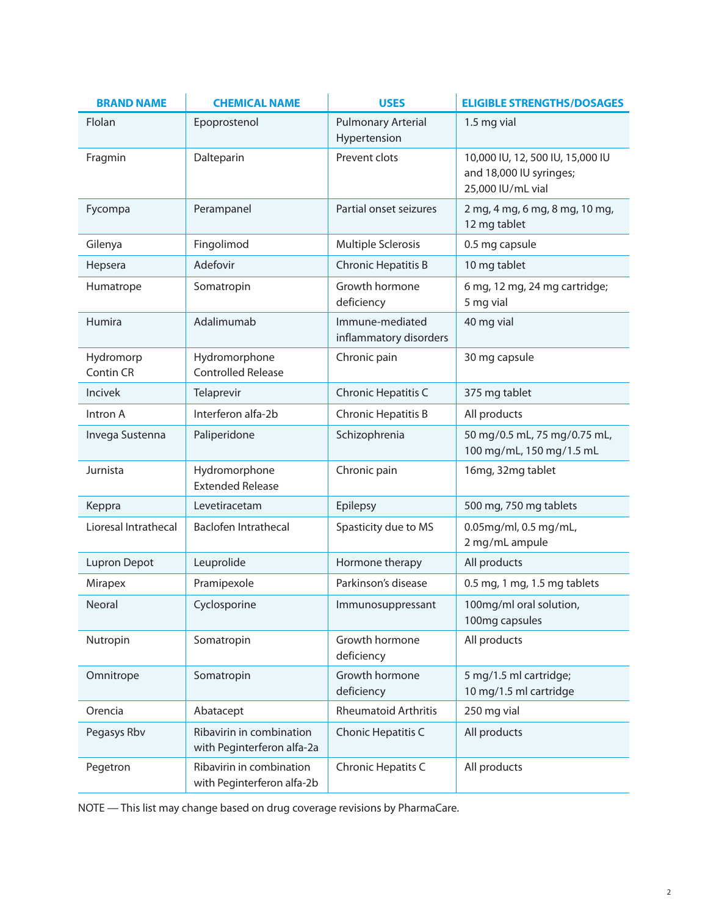| BRAND NAME | CHEMICAL NAME | USES | ELIGIBLE STRENGTHS/DOSAGES |
|---|---|---|---|
| Flolan | Epoprostenol | Pulmonary Arterial Hypertension | 1.5 mg vial |
| Fragmin | Dalteparin | Prevent clots | 10,000 IU, 12, 500 IU, 15,000 IU and 18,000 IU syringes; 25,000 IU/mL vial |
| Fycompa | Perampanel | Partial onset seizures | 2 mg, 4 mg, 6 mg, 8 mg, 10 mg, 12 mg tablet |
| Gilenya | Fingolimod | Multiple Sclerosis | 0.5 mg capsule |
| Hepsera | Adefovir | Chronic Hepatitis B | 10 mg tablet |
| Humatrope | Somatropin | Growth hormone deficiency | 6 mg, 12 mg, 24 mg cartridge; 5 mg vial |
| Humira | Adalimumab | Immune-mediated inflammatory disorders | 40 mg vial |
| Hydromorp Contin CR | Hydromorphone Controlled Release | Chronic pain | 30 mg capsule |
| Incivek | Telaprevir | Chronic Hepatitis C | 375 mg tablet |
| Intron A | Interferon alfa-2b | Chronic Hepatitis B | All products |
| Invega Sustenna | Paliperidone | Schizophrenia | 50 mg/0.5 mL, 75 mg/0.75 mL, 100 mg/mL, 150 mg/1.5 mL |
| Jurnista | Hydromorphone Extended Release | Chronic pain | 16mg, 32mg tablet |
| Keppra | Levetiracetam | Epilepsy | 500 mg, 750 mg tablets |
| Lioresal Intrathecal | Baclofen Intrathecal | Spasticity due to MS | 0.05mg/ml, 0.5 mg/mL, 2 mg/mL ampule |
| Lupron Depot | Leuprolide | Hormone therapy | All products |
| Mirapex | Pramipexole | Parkinson's disease | 0.5 mg, 1 mg, 1.5 mg tablets |
| Neoral | Cyclosporine | Immunosuppressant | 100mg/ml oral solution, 100mg capsules |
| Nutropin | Somatropin | Growth hormone deficiency | All products |
| Omnitrope | Somatropin | Growth hormone deficiency | 5 mg/1.5 ml cartridge; 10 mg/1.5 ml cartridge |
| Orencia | Abatacept | Rheumatoid Arthritis | 250 mg vial |
| Pegasys Rbv | Ribavirin in combination with Peginterferon alfa-2a | Chonic Hepatitis C | All products |
| Pegetron | Ribavirin in combination with Peginterferon alfa-2b | Chronic Hepatits C | All products |

NOTE — This list may change based on drug coverage revisions by PharmaCare.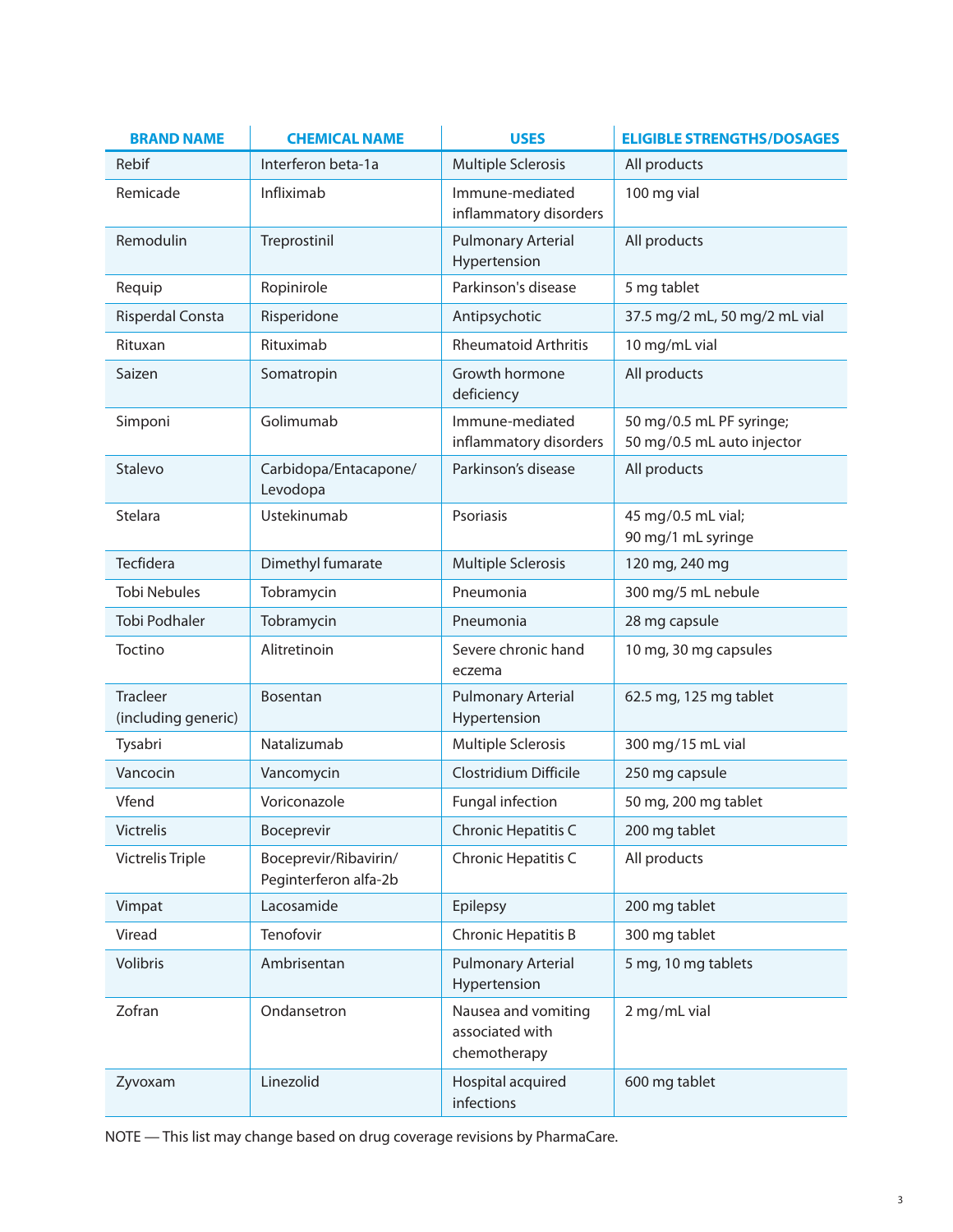| BRAND NAME | CHEMICAL NAME | USES | ELIGIBLE STRENGTHS/DOSAGES |
|---|---|---|---|
| Rebif | Interferon beta-1a | Multiple Sclerosis | All products |
| Remicade | Infliximab | Immune-mediated inflammatory disorders | 100 mg vial |
| Remodulin | Treprostinil | Pulmonary Arterial Hypertension | All products |
| Requip | Ropinirole | Parkinson's disease | 5 mg tablet |
| Risperdal Consta | Risperidone | Antipsychotic | 37.5 mg/2 mL, 50 mg/2 mL vial |
| Rituxan | Rituximab | Rheumatoid Arthritis | 10 mg/mL vial |
| Saizen | Somatropin | Growth hormone deficiency | All products |
| Simponi | Golimumab | Immune-mediated inflammatory disorders | 50 mg/0.5 mL PF syringe; 50 mg/0.5 mL auto injector |
| Stalevo | Carbidopa/Entacapone/ Levodopa | Parkinson's disease | All products |
| Stelara | Ustekinumab | Psoriasis | 45 mg/0.5 mL vial; 90 mg/1 mL syringe |
| Tecfidera | Dimethyl fumarate | Multiple Sclerosis | 120 mg, 240 mg |
| Tobi Nebules | Tobramycin | Pneumonia | 300 mg/5 mL nebule |
| Tobi Podhaler | Tobramycin | Pneumonia | 28 mg capsule |
| Toctino | Alitretinoin | Severe chronic hand eczema | 10 mg, 30 mg capsules |
| Tracleer (including generic) | Bosentan | Pulmonary Arterial Hypertension | 62.5 mg, 125 mg tablet |
| Tysabri | Natalizumab | Multiple Sclerosis | 300 mg/15 mL vial |
| Vancocin | Vancomycin | Clostridium Difficile | 250 mg capsule |
| Vfend | Voriconazole | Fungal infection | 50 mg, 200 mg tablet |
| Victrelis | Boceprevir | Chronic Hepatitis C | 200 mg tablet |
| Victrelis Triple | Boceprevir/Ribavirin/ Peginterferon alfa-2b | Chronic Hepatitis C | All products |
| Vimpat | Lacosamide | Epilepsy | 200 mg tablet |
| Viread | Tenofovir | Chronic Hepatitis B | 300 mg tablet |
| Volibris | Ambrisentan | Pulmonary Arterial Hypertension | 5 mg, 10 mg tablets |
| Zofran | Ondansetron | Nausea and vomiting associated with chemotherapy | 2 mg/mL vial |
| Zyvoxam | Linezolid | Hospital acquired infections | 600 mg tablet |

NOTE — This list may change based on drug coverage revisions by PharmaCare.